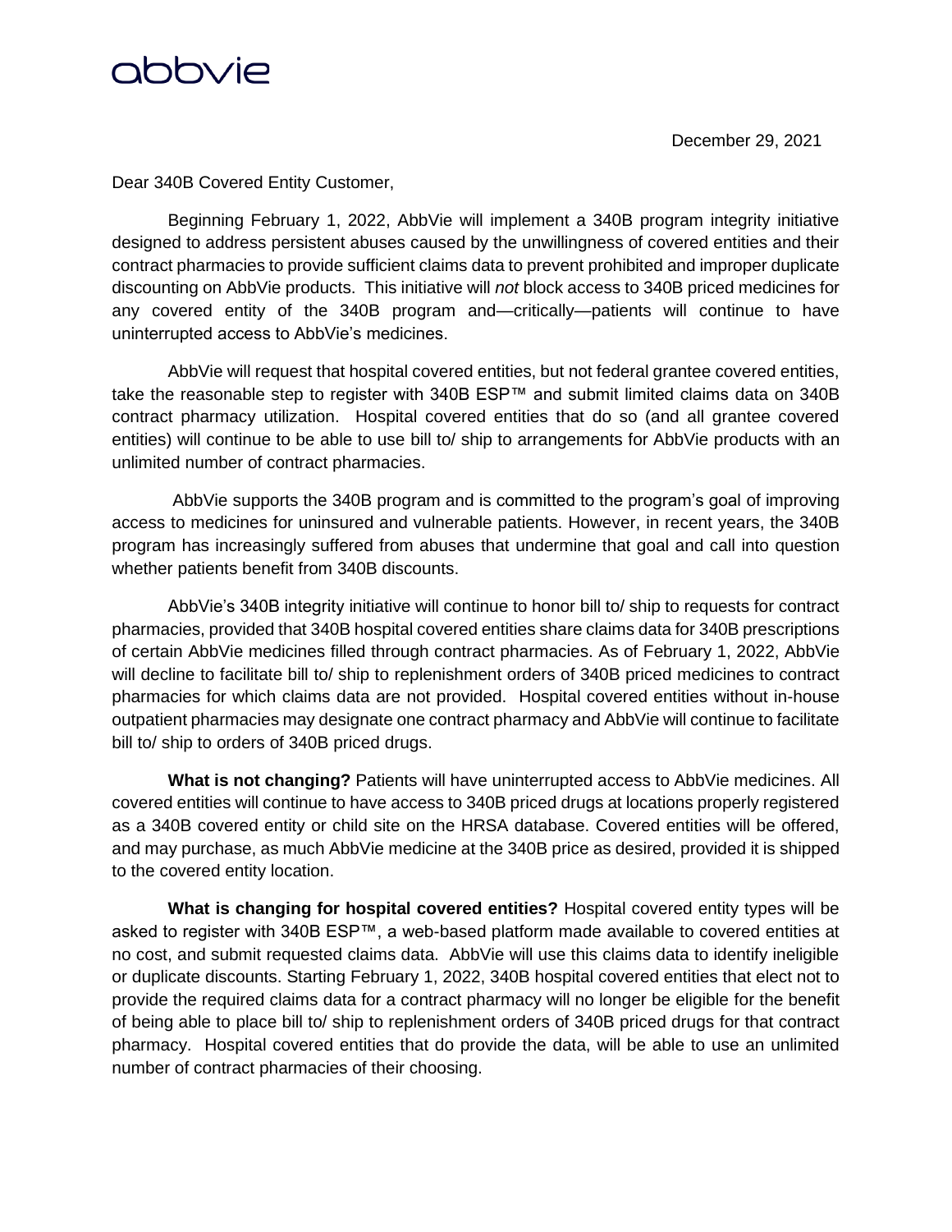abbvie

December 29, 2021

Dear 340B Covered Entity Customer,

Beginning February 1, 2022, AbbVie will implement a 340B program integrity initiative designed to address persistent abuses caused by the unwillingness of covered entities and their contract pharmacies to provide sufficient claims data to prevent prohibited and improper duplicate discounting on AbbVie products. This initiative will *not* block access to 340B priced medicines for any covered entity of the 340B program and—critically—patients will continue to have uninterrupted access to AbbVie's medicines.

AbbVie will request that hospital covered entities, but not federal grantee covered entities, take the reasonable step to register with 340B ESP™ and submit limited claims data on 340B contract pharmacy utilization. Hospital covered entities that do so (and all grantee covered entities) will continue to be able to use bill to/ ship to arrangements for AbbVie products with an unlimited number of contract pharmacies.

AbbVie supports the 340B program and is committed to the program's goal of improving access to medicines for uninsured and vulnerable patients. However, in recent years, the 340B program has increasingly suffered from abuses that undermine that goal and call into question whether patients benefit from 340B discounts.

AbbVie's 340B integrity initiative will continue to honor bill to/ ship to requests for contract pharmacies, provided that 340B hospital covered entities share claims data for 340B prescriptions of certain AbbVie medicines filled through contract pharmacies. As of February 1, 2022, AbbVie will decline to facilitate bill to/ ship to replenishment orders of 340B priced medicines to contract pharmacies for which claims data are not provided. Hospital covered entities without in-house outpatient pharmacies may designate one contract pharmacy and AbbVie will continue to facilitate bill to/ ship to orders of 340B priced drugs.

**What is not changing?** Patients will have uninterrupted access to AbbVie medicines. All covered entities will continue to have access to 340B priced drugs at locations properly registered as a 340B covered entity or child site on the HRSA database. Covered entities will be offered, and may purchase, as much AbbVie medicine at the 340B price as desired, provided it is shipped to the covered entity location.

**What is changing for hospital covered entities?** Hospital covered entity types will be asked to register with 340B ESP™, a web-based platform made available to covered entities at no cost, and submit requested claims data. AbbVie will use this claims data to identify ineligible or duplicate discounts. Starting February 1, 2022, 340B hospital covered entities that elect not to provide the required claims data for a contract pharmacy will no longer be eligible for the benefit of being able to place bill to/ ship to replenishment orders of 340B priced drugs for that contract pharmacy. Hospital covered entities that do provide the data, will be able to use an unlimited number of contract pharmacies of their choosing.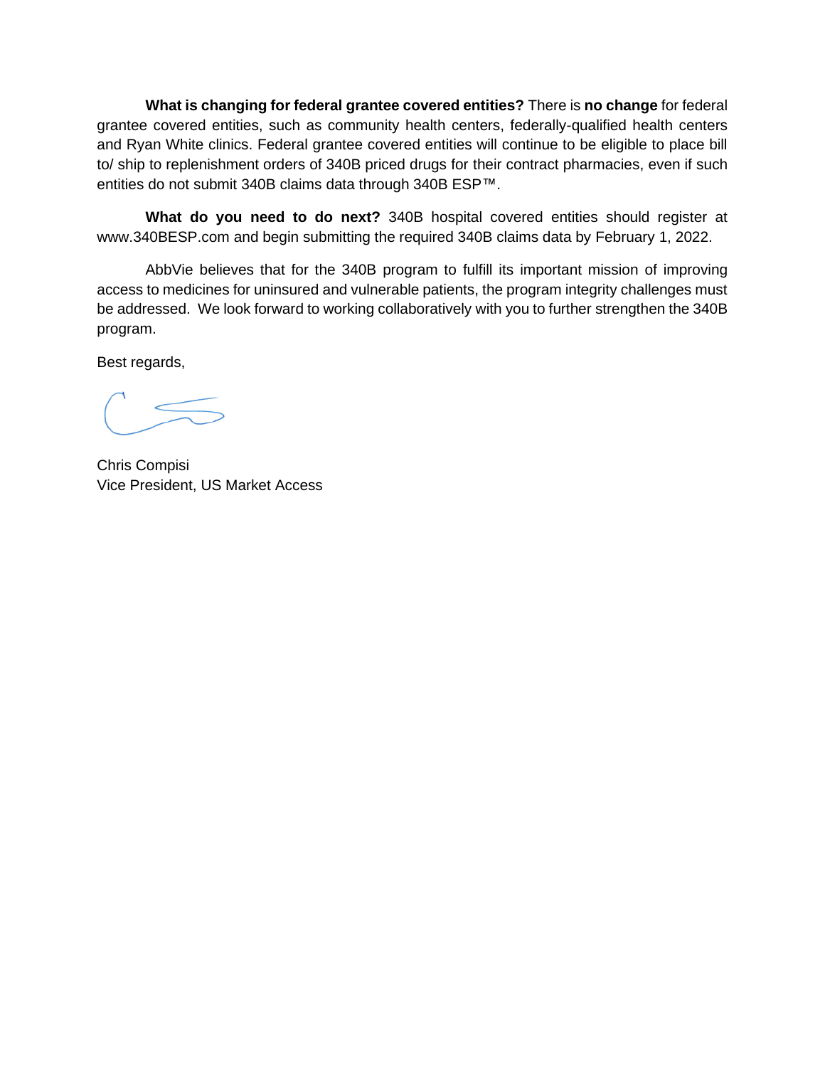**What is changing for federal grantee covered entities?** There is **no change** for federal grantee covered entities, such as community health centers, federally-qualified health centers and Ryan White clinics. Federal grantee covered entities will continue to be eligible to place bill to/ ship to replenishment orders of 340B priced drugs for their contract pharmacies, even if such entities do not submit 340B claims data through 340B ESP™.

**What do you need to do next?** 340B hospital covered entities should register at www.340BESP.com and begin submitting the required 340B claims data by February 1, 2022.

AbbVie believes that for the 340B program to fulfill its important mission of improving access to medicines for uninsured and vulnerable patients, the program integrity challenges must be addressed. We look forward to working collaboratively with you to further strengthen the 340B program.

Best regards,

Chris Compisi
Vice President, US Market Access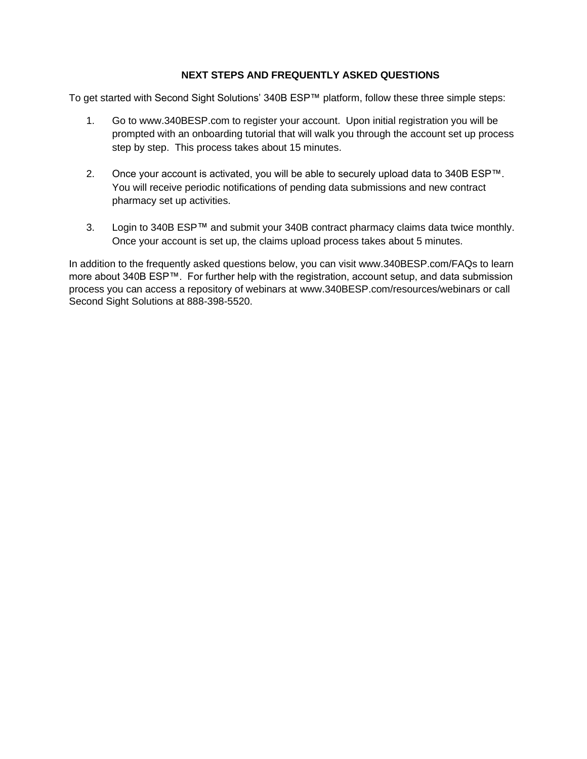## NEXT STEPS AND FREQUENTLY ASKED QUESTIONS

To get started with Second Sight Solutions' 340B ESP™ platform, follow these three simple steps:

1. Go to www.340BESP.com to register your account. Upon initial registration you will be prompted with an onboarding tutorial that will walk you through the account set up process step by step. This process takes about 15 minutes.

2. Once your account is activated, you will be able to securely upload data to 340B ESP™. You will receive periodic notifications of pending data submissions and new contract pharmacy set up activities.

3. Login to 340B ESP™ and submit your 340B contract pharmacy claims data twice monthly. Once your account is set up, the claims upload process takes about 5 minutes.

In addition to the frequently asked questions below, you can visit www.340BESP.com/FAQs to learn more about 340B ESP™. For further help with the registration, account setup, and data submission process you can access a repository of webinars at www.340BESP.com/resources/webinars or call Second Sight Solutions at 888-398-5520.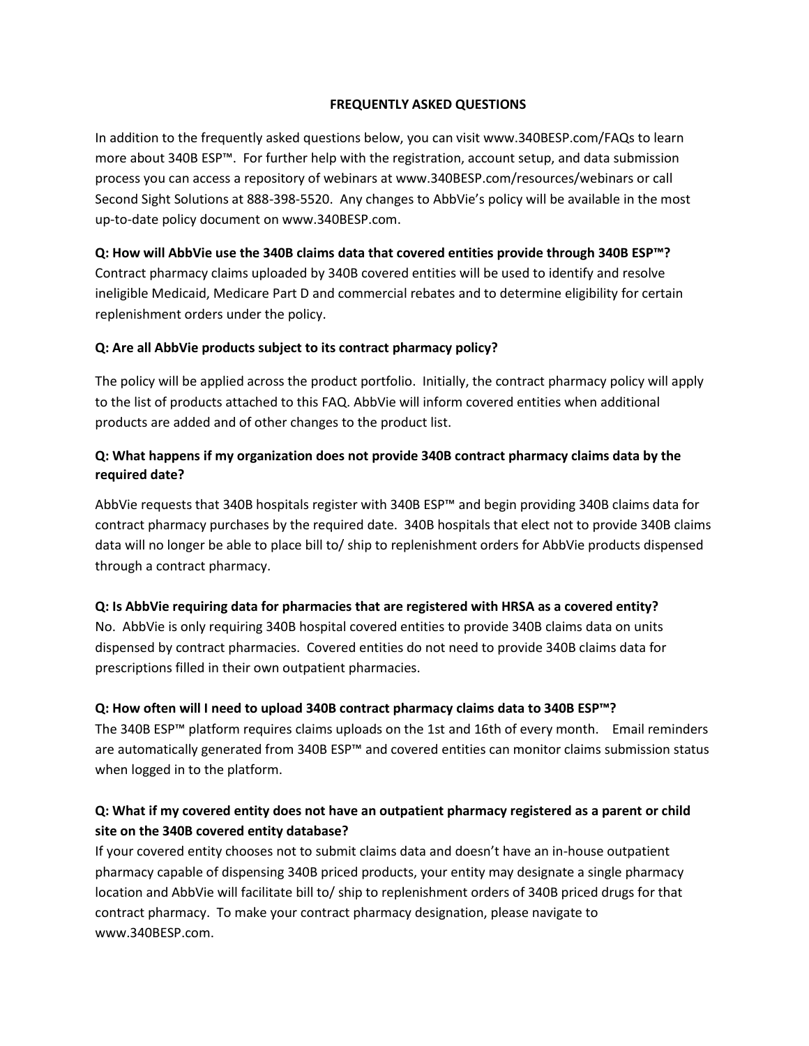# FREQUENTLY ASKED QUESTIONS

In addition to the frequently asked questions below, you can visit www.340BESP.com/FAQs to learn more about 340B ESP™. For further help with the registration, account setup, and data submission process you can access a repository of webinars at www.340BESP.com/resources/webinars or call Second Sight Solutions at 888-398-5520. Any changes to AbbVie's policy will be available in the most up-to-date policy document on www.340BESP.com.

**Q: How will AbbVie use the 340B claims data that covered entities provide through 340B ESP™?**
Contract pharmacy claims uploaded by 340B covered entities will be used to identify and resolve ineligible Medicaid, Medicare Part D and commercial rebates and to determine eligibility for certain replenishment orders under the policy.

**Q: Are all AbbVie products subject to its contract pharmacy policy?**

The policy will be applied across the product portfolio. Initially, the contract pharmacy policy will apply to the list of products attached to this FAQ. AbbVie will inform covered entities when additional products are added and of other changes to the product list.

**Q: What happens if my organization does not provide 340B contract pharmacy claims data by the required date?**

AbbVie requests that 340B hospitals register with 340B ESP™ and begin providing 340B claims data for contract pharmacy purchases by the required date. 340B hospitals that elect not to provide 340B claims data will no longer be able to place bill to/ ship to replenishment orders for AbbVie products dispensed through a contract pharmacy.

**Q: Is AbbVie requiring data for pharmacies that are registered with HRSA as a covered entity?**
No. AbbVie is only requiring 340B hospital covered entities to provide 340B claims data on units dispensed by contract pharmacies. Covered entities do not need to provide 340B claims data for prescriptions filled in their own outpatient pharmacies.

**Q: How often will I need to upload 340B contract pharmacy claims data to 340B ESP™?**
The 340B ESP™ platform requires claims uploads on the 1st and 16th of every month. Email reminders are automatically generated from 340B ESP™ and covered entities can monitor claims submission status when logged in to the platform.

**Q: What if my covered entity does not have an outpatient pharmacy registered as a parent or child site on the 340B covered entity database?**
If your covered entity chooses not to submit claims data and doesn't have an in-house outpatient pharmacy capable of dispensing 340B priced products, your entity may designate a single pharmacy location and AbbVie will facilitate bill to/ ship to replenishment orders of 340B priced drugs for that contract pharmacy. To make your contract pharmacy designation, please navigate to www.340BESP.com.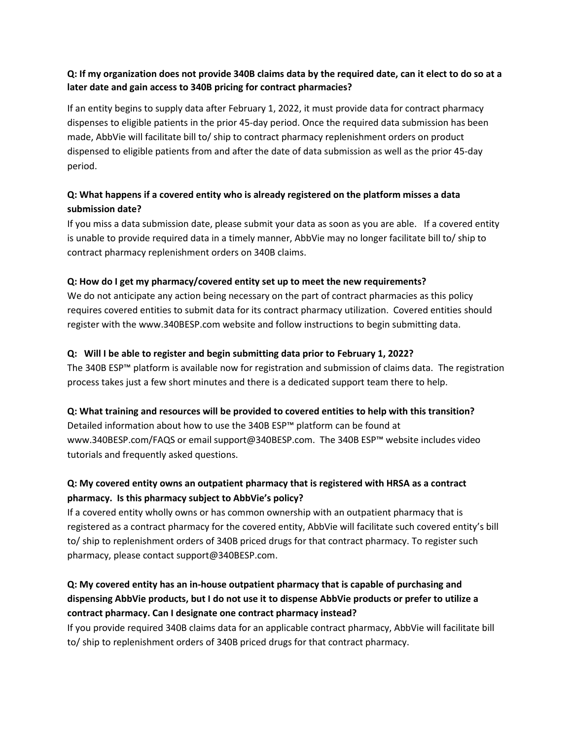**Q: If my organization does not provide 340B claims data by the required date, can it elect to do so at a later date and gain access to 340B pricing for contract pharmacies?**

If an entity begins to supply data after February 1, 2022, it must provide data for contract pharmacy dispenses to eligible patients in the prior 45-day period. Once the required data submission has been made, AbbVie will facilitate bill to/ ship to contract pharmacy replenishment orders on product dispensed to eligible patients from and after the date of data submission as well as the prior 45-day period.

**Q: What happens if a covered entity who is already registered on the platform misses a data submission date?**

If you miss a data submission date, please submit your data as soon as you are able. If a covered entity is unable to provide required data in a timely manner, AbbVie may no longer facilitate bill to/ ship to contract pharmacy replenishment orders on 340B claims.

**Q: How do I get my pharmacy/covered entity set up to meet the new requirements?**

We do not anticipate any action being necessary on the part of contract pharmacies as this policy requires covered entities to submit data for its contract pharmacy utilization. Covered entities should register with the www.340BESP.com website and follow instructions to begin submitting data.

**Q: Will I be able to register and begin submitting data prior to February 1, 2022?**

The 340B ESP™ platform is available now for registration and submission of claims data. The registration process takes just a few short minutes and there is a dedicated support team there to help.

**Q: What training and resources will be provided to covered entities to help with this transition?**

Detailed information about how to use the 340B ESP™ platform can be found at www.340BESP.com/FAQS or email support@340BESP.com. The 340B ESP™ website includes video tutorials and frequently asked questions.

**Q: My covered entity owns an outpatient pharmacy that is registered with HRSA as a contract pharmacy. Is this pharmacy subject to AbbVie's policy?**

If a covered entity wholly owns or has common ownership with an outpatient pharmacy that is registered as a contract pharmacy for the covered entity, AbbVie will facilitate such covered entity's bill to/ ship to replenishment orders of 340B priced drugs for that contract pharmacy. To register such pharmacy, please contact support@340BESP.com.

**Q: My covered entity has an in-house outpatient pharmacy that is capable of purchasing and dispensing AbbVie products, but I do not use it to dispense AbbVie products or prefer to utilize a contract pharmacy. Can I designate one contract pharmacy instead?**

If you provide required 340B claims data for an applicable contract pharmacy, AbbVie will facilitate bill to/ ship to replenishment orders of 340B priced drugs for that contract pharmacy.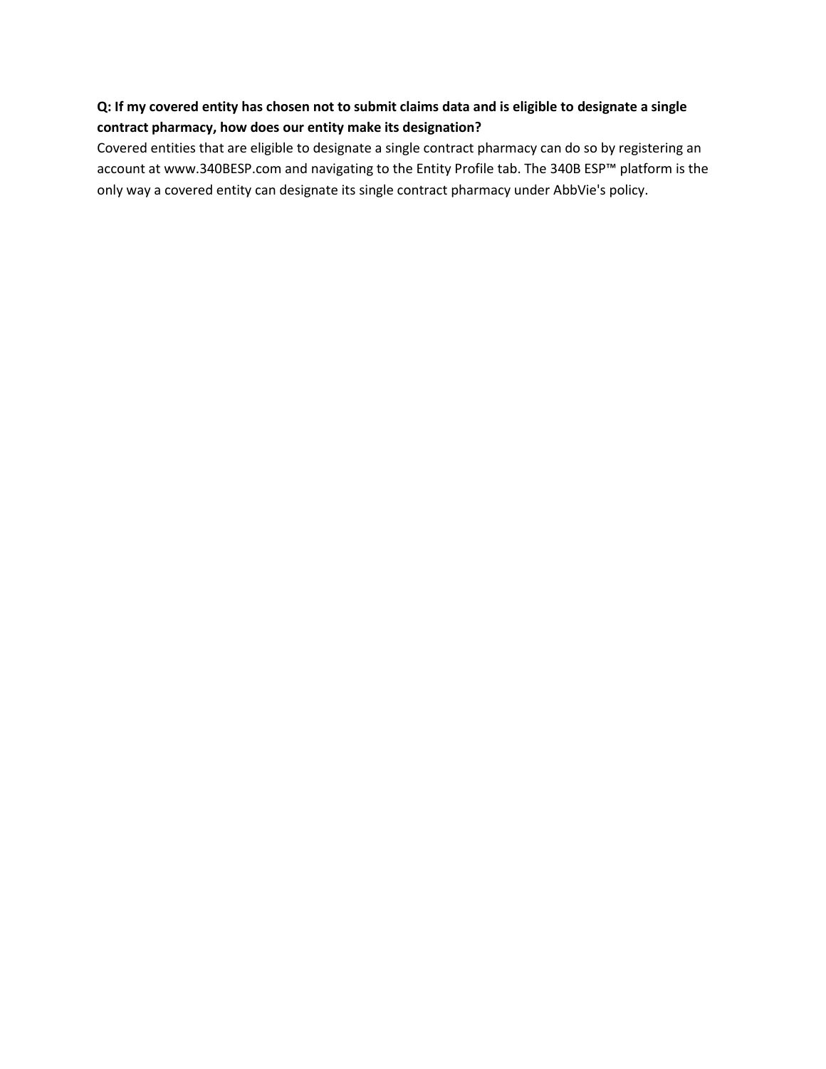**Q: If my covered entity has chosen not to submit claims data and is eligible to designate a single contract pharmacy, how does our entity make its designation?**

Covered entities that are eligible to designate a single contract pharmacy can do so by registering an account at www.340BESP.com and navigating to the Entity Profile tab. The 340B ESP™ platform is the only way a covered entity can designate its single contract pharmacy under AbbVie's policy.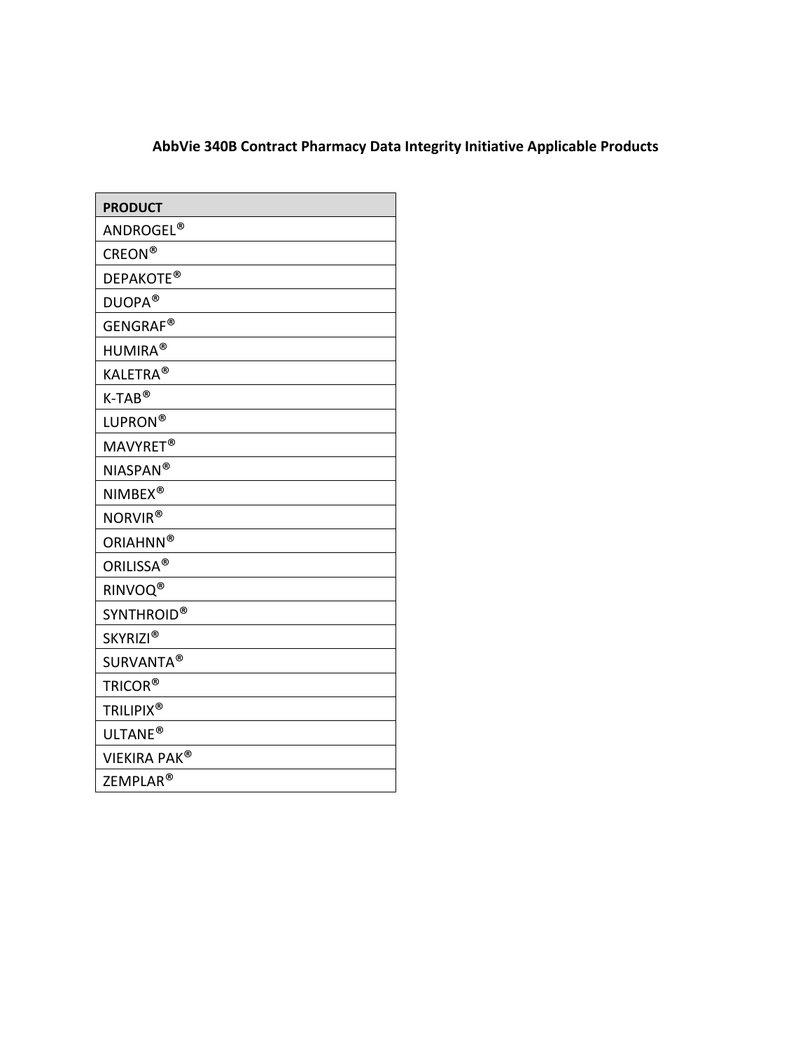## AbbVie 340B Contract Pharmacy Data Integrity Initiative Applicable Products

| PRODUCT |
| --- |
| ANDROGEL® |
| CREON® |
| DEPAKOTE® |
| DUOPA® |
| GENGRAF® |
| HUMIRA® |
| KALETRA® |
| K-TAB® |
| LUPRON® |
| MAVYRET® |
| NIASPAN® |
| NIMBEX® |
| NORVIR® |
| ORIAHNN® |
| ORILISSA® |
| RINVOQ® |
| SYNTHROID® |
| SKYRIZI® |
| SURVANTA® |
| TRICOR® |
| TRILIPIX® |
| ULTANE® |
| VIEKIRA PAK® |
| ZEMPLAR® |